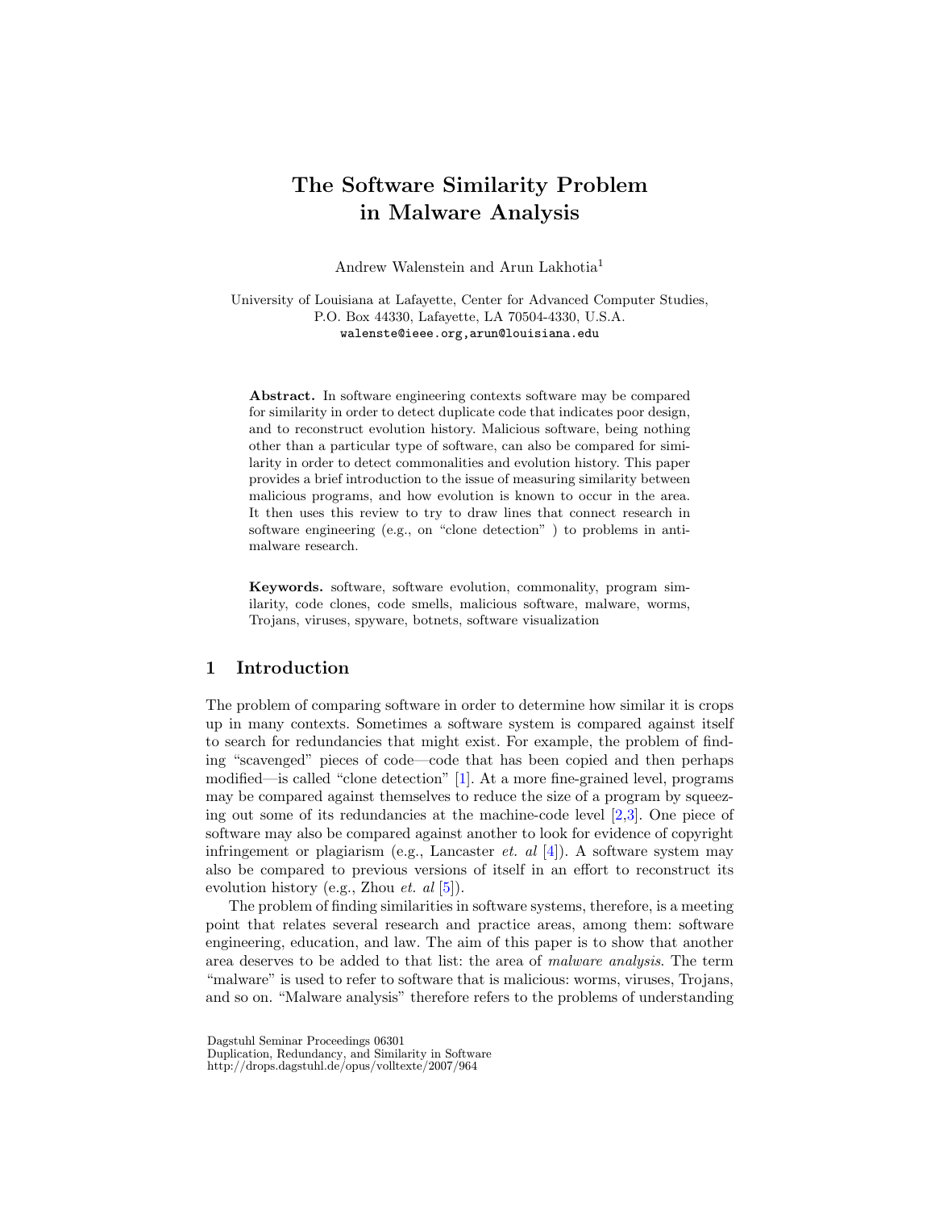# The Software Similarity Problem in Malware Analysis

Andrew Walenstein and Arun Lakhotia[1]

University of Louisiana at Lafayette, Center for Advanced Computer Studies,
P.O. Box 44330, Lafayette, LA 70504-4330, U.S.A.
walenste@ieee.org,arun@louisiana.edu

**Abstract.** In software engineering contexts software may be compared for similarity in order to detect duplicate code that indicates poor design, and to reconstruct evolution history. Malicious software, being nothing other than a particular type of software, can also be compared for similarity in order to detect commonalities and evolution history. This paper provides a brief introduction to the issue of measuring similarity between malicious programs, and how evolution is known to occur in the area. It then uses this review to try to draw lines that connect research in software engineering (e.g., on "clone detection" ) to problems in anti-malware research.

**Keywords.** software, software evolution, commonality, program similarity, code clones, code smells, malicious software, malware, worms, Trojans, viruses, spyware, botnets, software visualization

## 1 Introduction

The problem of comparing software in order to determine how similar it is crops up in many contexts. Sometimes a software system is compared against itself to search for redundancies that might exist. For example, the problem of finding "scavenged" pieces of code—code that has been copied and then perhaps modified—is called "clone detection" [1]. At a more fine-grained level, programs may be compared against themselves to reduce the size of a program by squeezing out some of its redundancies at the machine-code level [2,3]. One piece of software may also be compared against another to look for evidence of copyright infringement or plagiarism (e.g., Lancaster *et. al* [4]). A software system may also be compared to previous versions of itself in an effort to reconstruct its evolution history (e.g., Zhou *et. al* [5]).

The problem of finding similarities in software systems, therefore, is a meeting point that relates several research and practice areas, among them: software engineering, education, and law. The aim of this paper is to show that another area deserves to be added to that list: the area of *malware analysis*. The term "malware" is used to refer to software that is malicious: worms, viruses, Trojans, and so on. "Malware analysis" therefore refers to the problems of understanding

Dagstuhl Seminar Proceedings 06301
Duplication, Redundancy, and Similarity in Software
http://drops.dagstuhl.de/opus/volltexte/2007/964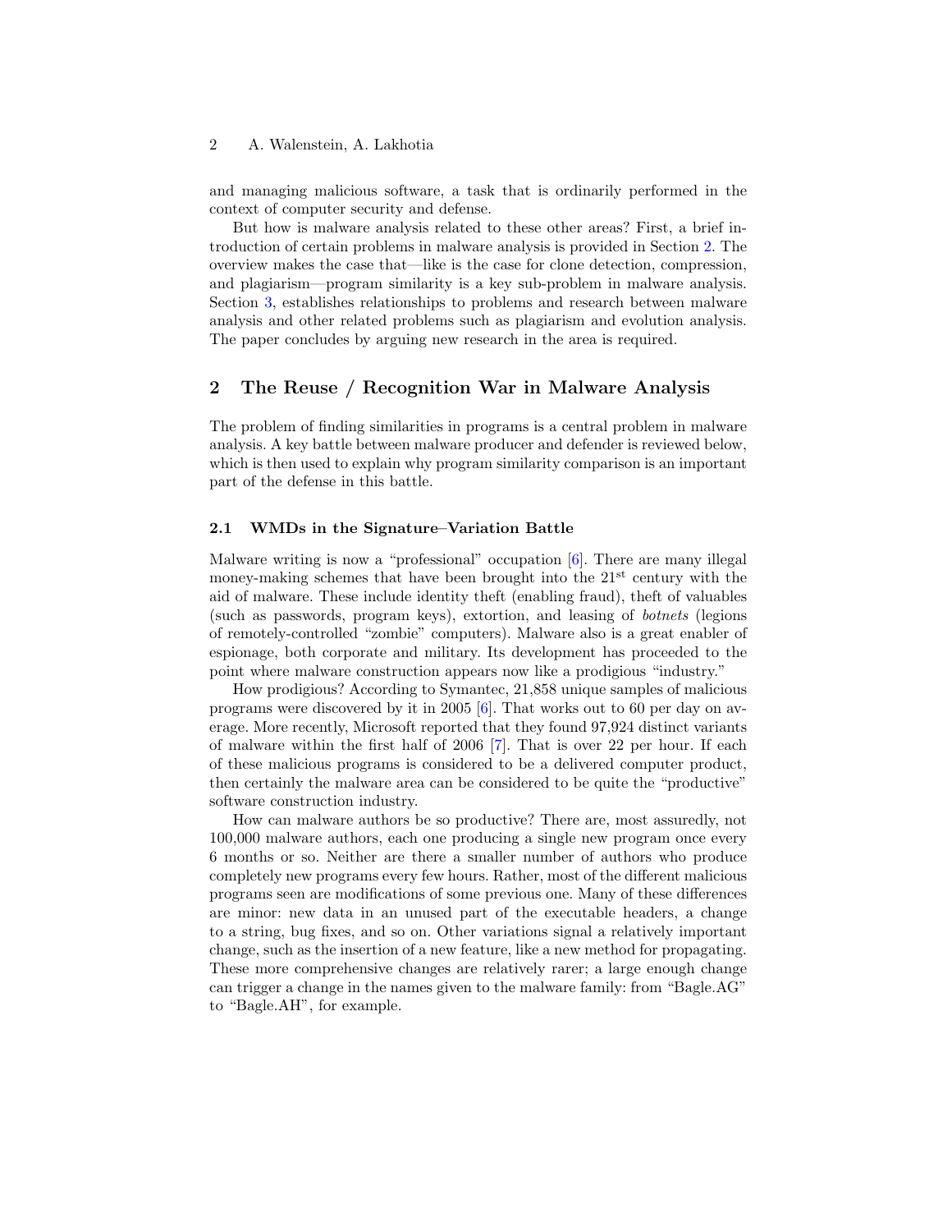and managing malicious software, a task that is ordinarily performed in the context of computer security and defense.

But how is malware analysis related to these other areas? First, a brief introduction of certain problems in malware analysis is provided in Section 2. The overview makes the case that—like is the case for clone detection, compression, and plagiarism—program similarity is a key sub-problem in malware analysis. Section 3, establishes relationships to problems and research between malware analysis and other related problems such as plagiarism and evolution analysis. The paper concludes by arguing new research in the area is required.

## 2 The Reuse / Recognition War in Malware Analysis

The problem of finding similarities in programs is a central problem in malware analysis. A key battle between malware producer and defender is reviewed below, which is then used to explain why program similarity comparison is an important part of the defense in this battle.

### 2.1 WMDs in the Signature–Variation Battle

Malware writing is now a "professional" occupation [6]. There are many illegal money-making schemes that have been brought into the 21st century with the aid of malware. These include identity theft (enabling fraud), theft of valuables (such as passwords, program keys), extortion, and leasing of *botnets* (legions of remotely-controlled "zombie" computers). Malware also is a great enabler of espionage, both corporate and military. Its development has proceeded to the point where malware construction appears now like a prodigious "industry."

How prodigious? According to Symantec, 21,858 unique samples of malicious programs were discovered by it in 2005 [6]. That works out to 60 per day on average. More recently, Microsoft reported that they found 97,924 distinct variants of malware within the first half of 2006 [7]. That is over 22 per hour. If each of these malicious programs is considered to be a delivered computer product, then certainly the malware area can be considered to be quite the "productive" software construction industry.

How can malware authors be so productive? There are, most assuredly, not 100,000 malware authors, each one producing a single new program once every 6 months or so. Neither are there a smaller number of authors who produce completely new programs every few hours. Rather, most of the different malicious programs seen are modifications of some previous one. Many of these differences are minor: new data in an unused part of the executable headers, a change to a string, bug fixes, and so on. Other variations signal a relatively important change, such as the insertion of a new feature, like a new method for propagating. These more comprehensive changes are relatively rarer; a large enough change can trigger a change in the names given to the malware family: from "Bagle.AG" to "Bagle.AH", for example.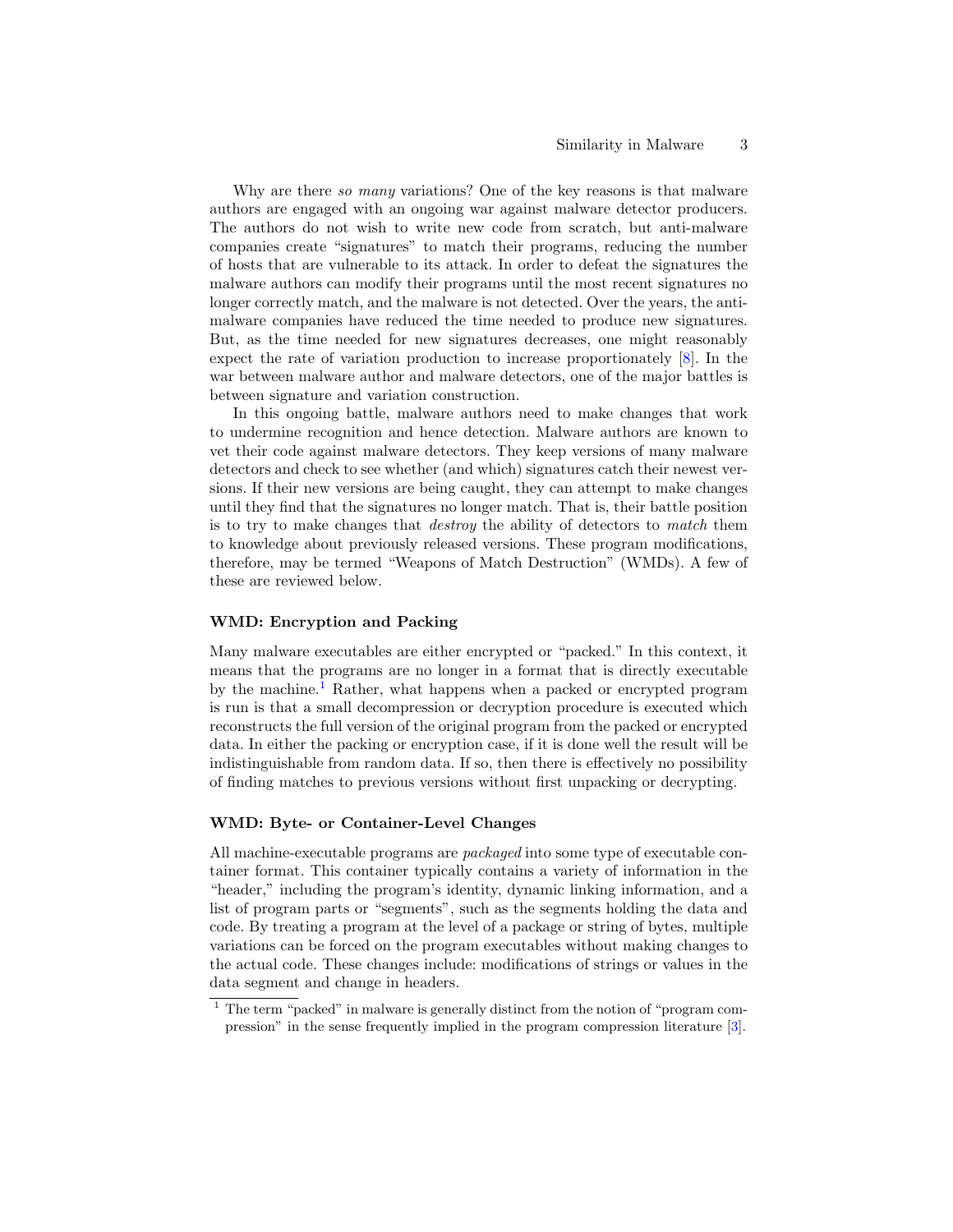Why are there *so many* variations? One of the key reasons is that malware authors are engaged with an ongoing war against malware detector producers. The authors do not wish to write new code from scratch, but anti-malware companies create "signatures" to match their programs, reducing the number of hosts that are vulnerable to its attack. In order to defeat the signatures the malware authors can modify their programs until the most recent signatures no longer correctly match, and the malware is not detected. Over the years, the anti-malware companies have reduced the time needed to produce new signatures. But, as the time needed for new signatures decreases, one might reasonably expect the rate of variation production to increase proportionately [8]. In the war between malware author and malware detectors, one of the major battles is between signature and variation construction.

In this ongoing battle, malware authors need to make changes that work to undermine recognition and hence detection. Malware authors are known to vet their code against malware detectors. They keep versions of many malware detectors and check to see whether (and which) signatures catch their newest versions. If their new versions are being caught, they can attempt to make changes until they find that the signatures no longer match. That is, their battle position is to try to make changes that *destroy* the ability of detectors to *match* them to knowledge about previously released versions. These program modifications, therefore, may be termed "Weapons of Match Destruction" (WMDs). A few of these are reviewed below.

### WMD: Encryption and Packing

Many malware executables are either encrypted or "packed." In this context, it means that the programs are no longer in a format that is directly executable by the machine.[1] Rather, what happens when a packed or encrypted program is run is that a small decompression or decryption procedure is executed which reconstructs the full version of the original program from the packed or encrypted data. In either the packing or encryption case, if it is done well the result will be indistinguishable from random data. If so, then there is effectively no possibility of finding matches to previous versions without first unpacking or decrypting.

### WMD: Byte- or Container-Level Changes

All machine-executable programs are *packaged* into some type of executable container format. This container typically contains a variety of information in the "header," including the program's identity, dynamic linking information, and a list of program parts or "segments", such as the segments holding the data and code. By treating a program at the level of a package or string of bytes, multiple variations can be forced on the program executables without making changes to the actual code. These changes include: modifications of strings or values in the data segment and change in headers.

[1] The term "packed" in malware is generally distinct from the notion of "program compression" in the sense frequently implied in the program compression literature [3].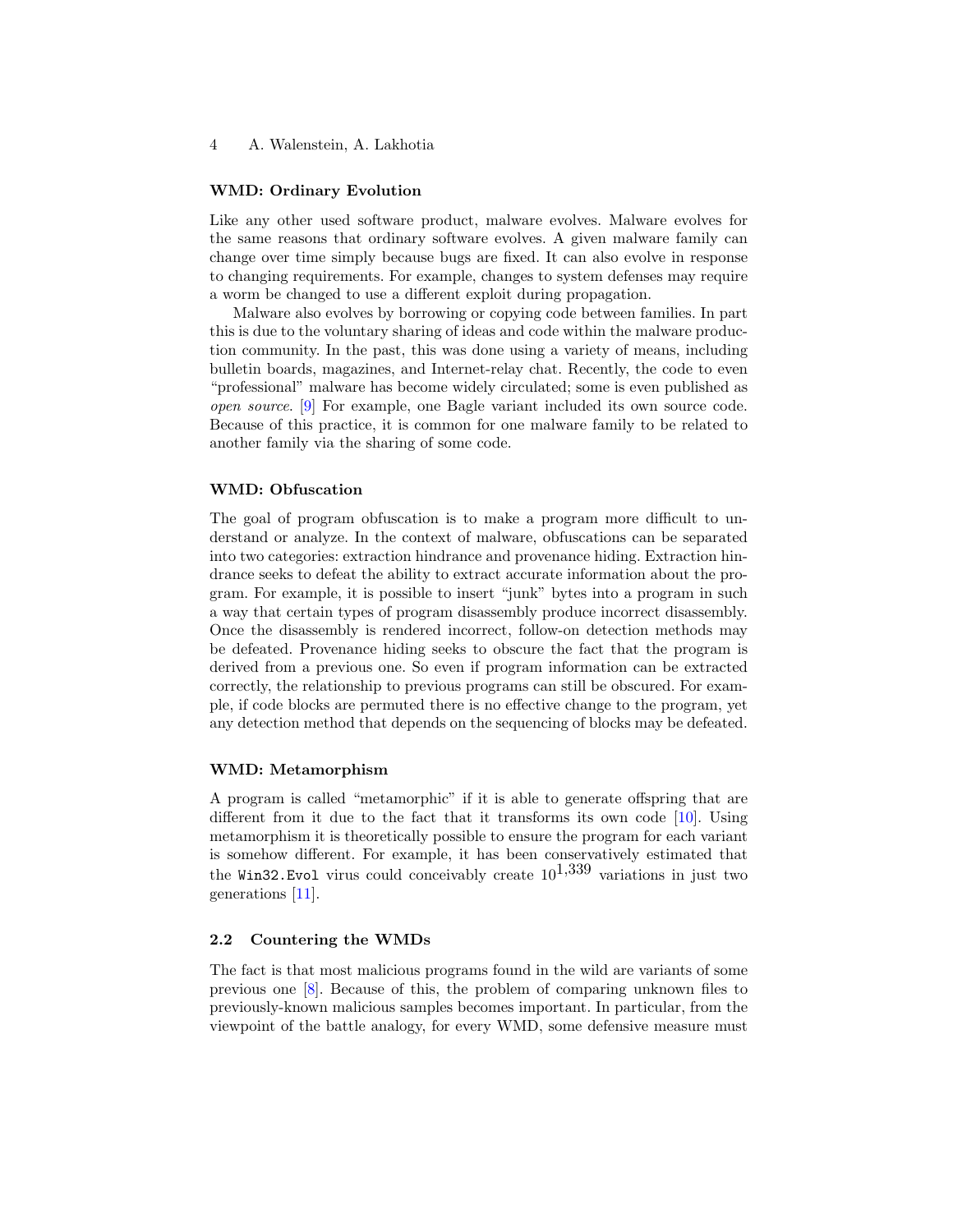#### WMD: Ordinary Evolution

Like any other used software product, malware evolves. Malware evolves for the same reasons that ordinary software evolves. A given malware family can change over time simply because bugs are fixed. It can also evolve in response to changing requirements. For example, changes to system defenses may require a worm be changed to use a different exploit during propagation.

Malware also evolves by borrowing or copying code between families. In part this is due to the voluntary sharing of ideas and code within the malware production community. In the past, this was done using a variety of means, including bulletin boards, magazines, and Internet-relay chat. Recently, the code to even "professional" malware has become widely circulated; some is even published as *open source*. [9] For example, one Bagle variant included its own source code. Because of this practice, it is common for one malware family to be related to another family via the sharing of some code.

#### WMD: Obfuscation

The goal of program obfuscation is to make a program more difficult to understand or analyze. In the context of malware, obfuscations can be separated into two categories: extraction hindrance and provenance hiding. Extraction hindrance seeks to defeat the ability to extract accurate information about the program. For example, it is possible to insert "junk" bytes into a program in such a way that certain types of program disassembly produce incorrect disassembly. Once the disassembly is rendered incorrect, follow-on detection methods may be defeated. Provenance hiding seeks to obscure the fact that the program is derived from a previous one. So even if program information can be extracted correctly, the relationship to previous programs can still be obscured. For example, if code blocks are permuted there is no effective change to the program, yet any detection method that depends on the sequencing of blocks may be defeated.

#### WMD: Metamorphism

A program is called "metamorphic" if it is able to generate offspring that are different from it due to the fact that it transforms its own code [10]. Using metamorphism it is theoretically possible to ensure the program for each variant is somehow different. For example, it has been conservatively estimated that the `Win32.Evol` virus could conceivably create $10^{1,339}$ variations in just two generations [11].

### 2.2 Countering the WMDs

The fact is that most malicious programs found in the wild are variants of some previous one [8]. Because of this, the problem of comparing unknown files to previously-known malicious samples becomes important. In particular, from the viewpoint of the battle analogy, for every WMD, some defensive measure must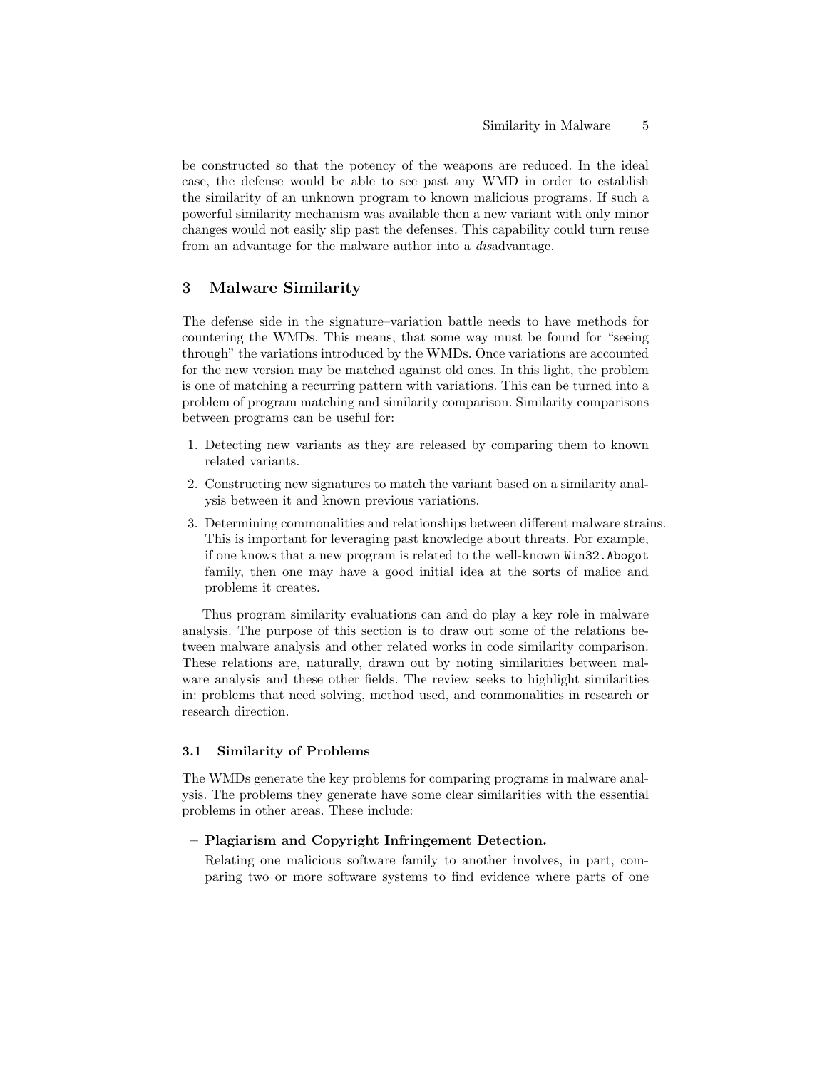be constructed so that the potency of the weapons are reduced. In the ideal case, the defense would be able to see past any WMD in order to establish the similarity of an unknown program to known malicious programs. If such a powerful similarity mechanism was available then a new variant with only minor changes would not easily slip past the defenses. This capability could turn reuse from an advantage for the malware author into a *dis*advantage.

## 3 Malware Similarity

The defense side in the signature–variation battle needs to have methods for countering the WMDs. This means, that some way must be found for "seeing through" the variations introduced by the WMDs. Once variations are accounted for the new version may be matched against old ones. In this light, the problem is one of matching a recurring pattern with variations. This can be turned into a problem of program matching and similarity comparison. Similarity comparisons between programs can be useful for:

1. Detecting new variants as they are released by comparing them to known related variants.
2. Constructing new signatures to match the variant based on a similarity analysis between it and known previous variations.
3. Determining commonalities and relationships between different malware strains. This is important for leveraging past knowledge about threats. For example, if one knows that a new program is related to the well-known `Win32.Abogot` family, then one may have a good initial idea at the sorts of malice and problems it creates.

Thus program similarity evaluations can and do play a key role in malware analysis. The purpose of this section is to draw out some of the relations between malware analysis and other related works in code similarity comparison. These relations are, naturally, drawn out by noting similarities between malware analysis and these other fields. The review seeks to highlight similarities in: problems that need solving, method used, and commonalities in research or research direction.

### 3.1 Similarity of Problems

The WMDs generate the key problems for comparing programs in malware analysis. The problems they generate have some clear similarities with the essential problems in other areas. These include:

- **Plagiarism and Copyright Infringement Detection.**
  Relating one malicious software family to another involves, in part, comparing two or more software systems to find evidence where parts of one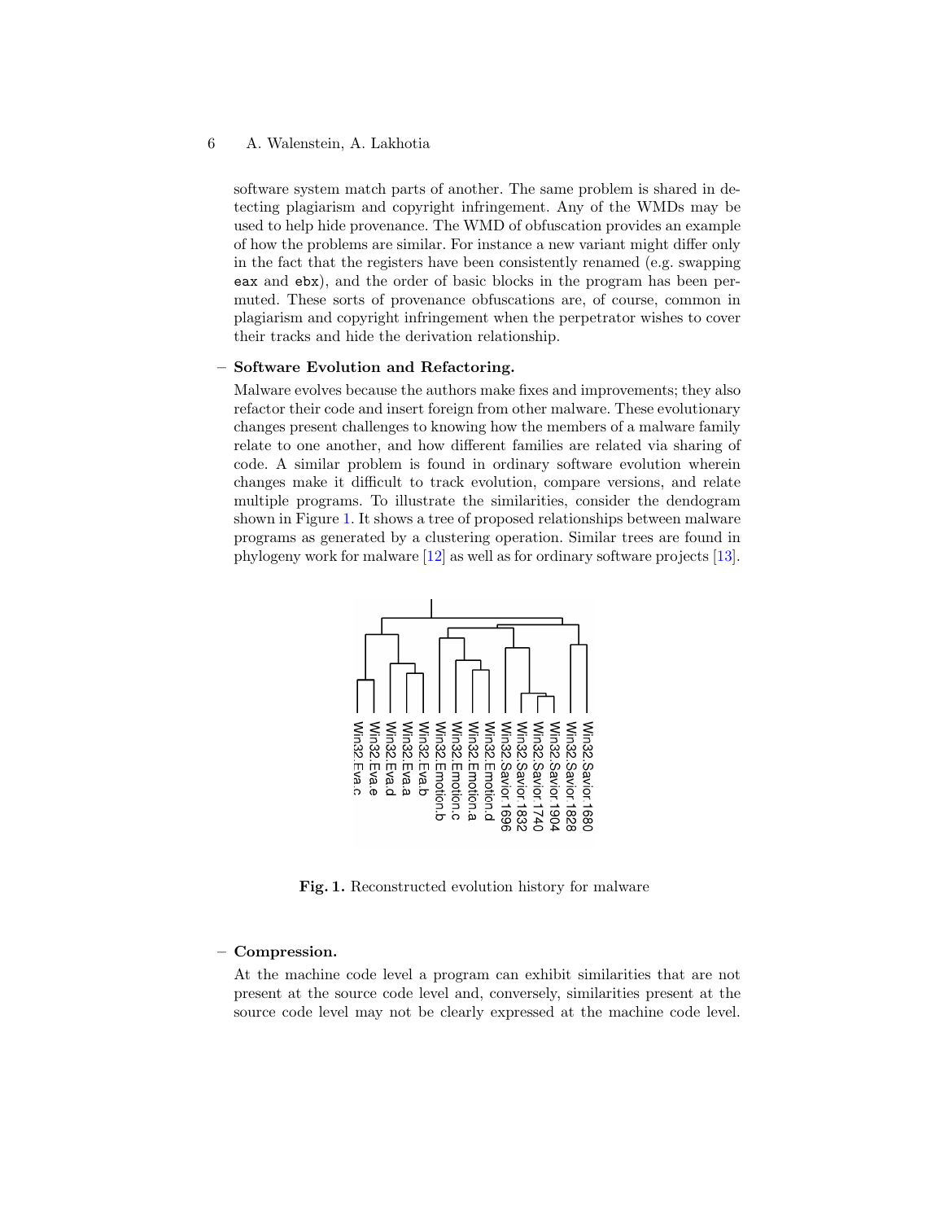software system match parts of another. The same problem is shared in detecting plagiarism and copyright infringement. Any of the WMDs may be used to help hide provenance. The WMD of obfuscation provides an example of how the problems are similar. For instance a new variant might differ only in the fact that the registers have been consistently renamed (e.g. swapping `eax` and `ebx`), and the order of basic blocks in the program has been permuted. These sorts of provenance obfuscations are, of course, common in plagiarism and copyright infringement when the perpetrator wishes to cover their tracks and hide the derivation relationship.

- **Software Evolution and Refactoring.**
  Malware evolves because the authors make fixes and improvements; they also refactor their code and insert foreign from other malware. These evolutionary changes present challenges to knowing how the members of a malware family relate to one another, and how different families are related via sharing of code. A similar problem is found in ordinary software evolution wherein changes make it difficult to track evolution, compare versions, and relate multiple programs. To illustrate the similarities, consider the dendogram shown in Figure 1. It shows a tree of proposed relationships between malware programs as generated by a clustering operation. Similar trees are found in phylogeny work for malware [12] as well as for ordinary software projects [13].

**Fig. 1.** Reconstructed evolution history for malware

- **Compression.**
  At the machine code level a program can exhibit similarities that are not present at the source code level and, conversely, similarities present at the source code level may not be clearly expressed at the machine code level.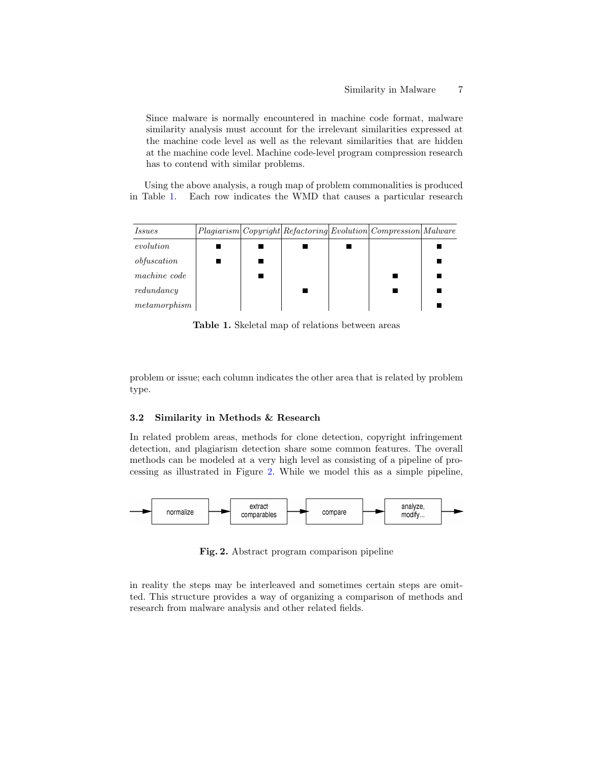Since malware is normally encountered in machine code format, malware similarity analysis must account for the irrelevant similarities expressed at the machine code level as well as the relevant similarities that are hidden at the machine code level. Machine code-level program compression research has to contend with similar problems.

Using the above analysis, a rough map of problem commonalities is produced in Table 1. Each row indicates the WMD that causes a particular research problem or issue; each column indicates the other area that is related by problem type.

| *Issues* | *Plagiarism* | *Copyright* | *Refactoring* | *Evolution* | *Compression* | *Malware* |
|---|---|---|---|---|---|---|
| *evolution* | ■ | ■ | ■ | ■ | | ■ |
| *obfuscation* | ■ | ■ | | | | ■ |
| *machine code* | | ■ | | | ■ | ■ |
| *redundancy* | | | ■ | | ■ | ■ |
| *metamorphism* | | | | | | ■ |

**Table 1.** Skeletal map of relations between areas

### 3.2 Similarity in Methods & Research

In related problem areas, methods for clone detection, copyright infringement detection, and plagiarism detection share some common features. The overall methods can be modeled at a very high level as consisting of a pipeline of processing as illustrated in Figure 2. While we model this as a simple pipeline, in reality the steps may be interleaved and sometimes certain steps are omitted. This structure provides a way of organizing a comparison of methods and research from malware analysis and other related fields.

normalize → extract comparables → compare → analyze, modify...

**Fig. 2.** Abstract program comparison pipeline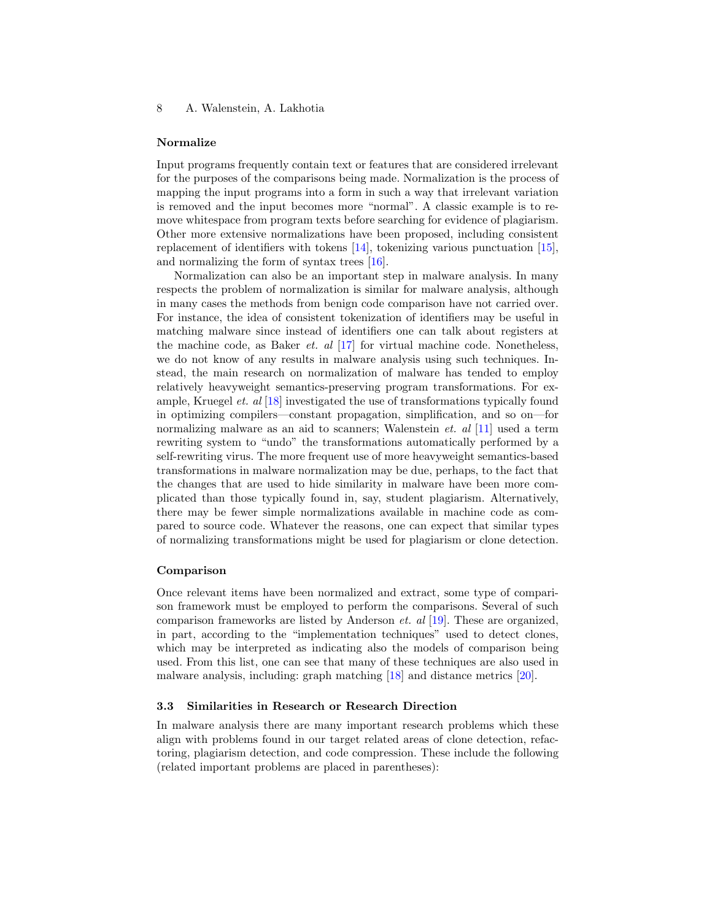#### Normalize

Input programs frequently contain text or features that are considered irrelevant for the purposes of the comparisons being made. Normalization is the process of mapping the input programs into a form in such a way that irrelevant variation is removed and the input becomes more "normal". A classic example is to remove whitespace from program texts before searching for evidence of plagiarism. Other more extensive normalizations have been proposed, including consistent replacement of identifiers with tokens [14], tokenizing various punctuation [15], and normalizing the form of syntax trees [16].

Normalization can also be an important step in malware analysis. In many respects the problem of normalization is similar for malware analysis, although in many cases the methods from benign code comparison have not carried over. For instance, the idea of consistent tokenization of identifiers may be useful in matching malware since instead of identifiers one can talk about registers at the machine code, as Baker *et. al* [17] for virtual machine code. Nonetheless, we do not know of any results in malware analysis using such techniques. Instead, the main research on normalization of malware has tended to employ relatively heavyweight semantics-preserving program transformations. For example, Kruegel *et. al* [18] investigated the use of transformations typically found in optimizing compilers—constant propagation, simplification, and so on—for normalizing malware as an aid to scanners; Walenstein *et. al* [11] used a term rewriting system to "undo" the transformations automatically performed by a self-rewriting virus. The more frequent use of more heavyweight semantics-based transformations in malware normalization may be due, perhaps, to the fact that the changes that are used to hide similarity in malware have been more complicated than those typically found in, say, student plagiarism. Alternatively, there may be fewer simple normalizations available in machine code as compared to source code. Whatever the reasons, one can expect that similar types of normalizing transformations might be used for plagiarism or clone detection.

#### Comparison

Once relevant items have been normalized and extract, some type of comparison framework must be employed to perform the comparisons. Several of such comparison frameworks are listed by Anderson *et. al* [19]. These are organized, in part, according to the "implementation techniques" used to detect clones, which may be interpreted as indicating also the models of comparison being used. From this list, one can see that many of these techniques are also used in malware analysis, including: graph matching [18] and distance metrics [20].

### 3.3 Similarities in Research or Research Direction

In malware analysis there are many important research problems which these align with problems found in our target related areas of clone detection, refactoring, plagiarism detection, and code compression. These include the following (related important problems are placed in parentheses):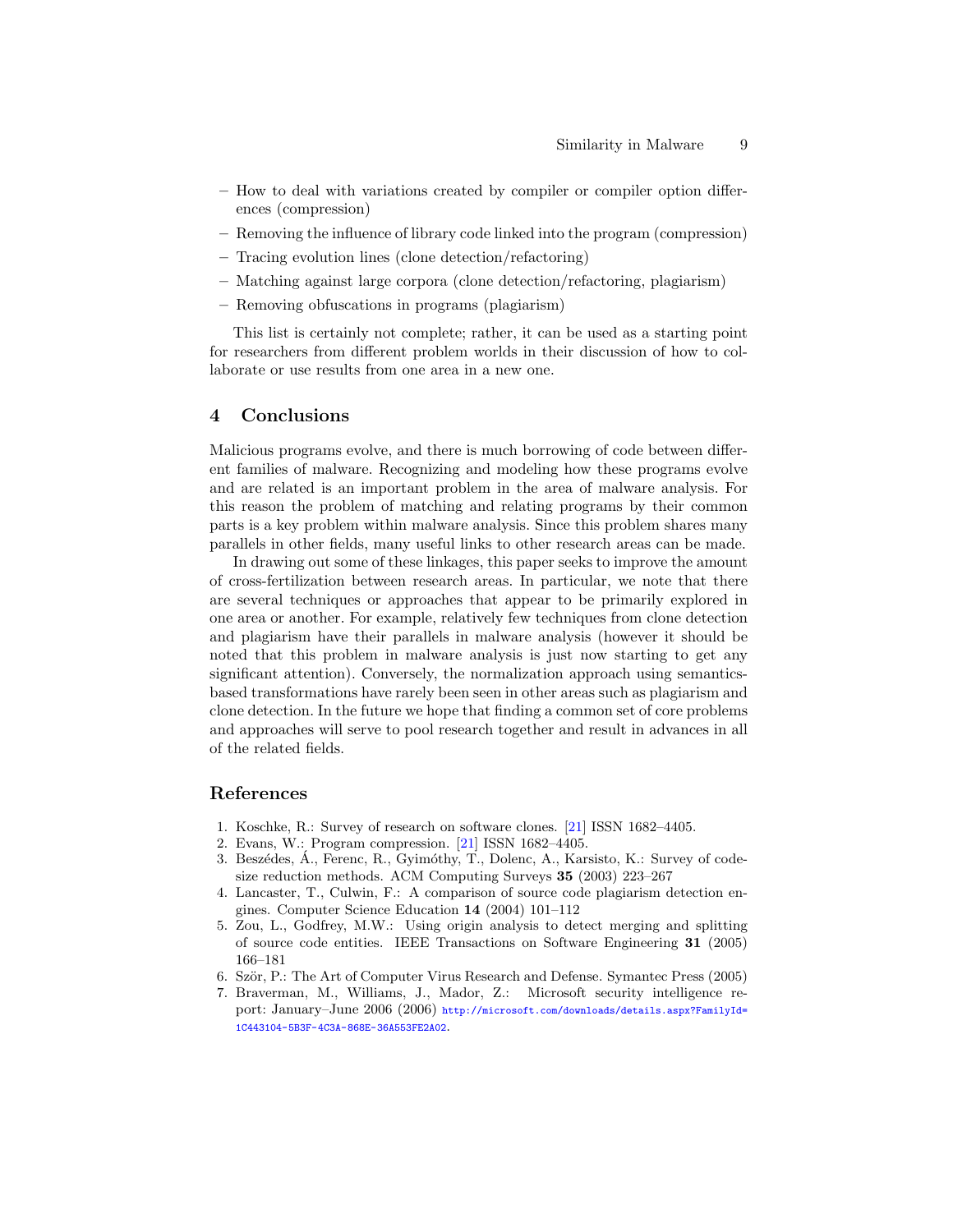– How to deal with variations created by compiler or compiler option differences (compression)
– Removing the influence of library code linked into the program (compression)
– Tracing evolution lines (clone detection/refactoring)
– Matching against large corpora (clone detection/refactoring, plagiarism)
– Removing obfuscations in programs (plagiarism)

This list is certainly not complete; rather, it can be used as a starting point for researchers from different problem worlds in their discussion of how to collaborate or use results from one area in a new one.

## 4 Conclusions

Malicious programs evolve, and there is much borrowing of code between different families of malware. Recognizing and modeling how these programs evolve and are related is an important problem in the area of malware analysis. For this reason the problem of matching and relating programs by their common parts is a key problem within malware analysis. Since this problem shares many parallels in other fields, many useful links to other research areas can be made.

In drawing out some of these linkages, this paper seeks to improve the amount of cross-fertilization between research areas. In particular, we note that there are several techniques or approaches that appear to be primarily explored in one area or another. For example, relatively few techniques from clone detection and plagiarism have their parallels in malware analysis (however it should be noted that this problem in malware analysis is just now starting to get any significant attention). Conversely, the normalization approach using semantics-based transformations have rarely been seen in other areas such as plagiarism and clone detection. In the future we hope that finding a common set of core problems and approaches will serve to pool research together and result in advances in all of the related fields.

## References

1. Koschke, R.: Survey of research on software clones. [21] ISSN 1682–4405.
2. Evans, W.: Program compression. [21] ISSN 1682–4405.
3. Beszédes, Á., Ferenc, R., Gyimóthy, T., Dolenc, A., Karsisto, K.: Survey of code-size reduction methods. ACM Computing Surveys **35** (2003) 223–267
4. Lancaster, T., Culwin, F.: A comparison of source code plagiarism detection engines. Computer Science Education **14** (2004) 101–112
5. Zou, L., Godfrey, M.W.: Using origin analysis to detect merging and splitting of source code entities. IEEE Transactions on Software Engineering **31** (2005) 166–181
6. Ször, P.: The Art of Computer Virus Research and Defense. Symantec Press (2005)
7. Braverman, M., Williams, J., Mador, Z.: Microsoft security intelligence report: January–June 2006 (2006) http://microsoft.com/downloads/details.aspx?FamilyId=1C443104-5B3F-4C3A-868E-36A553FE2A02.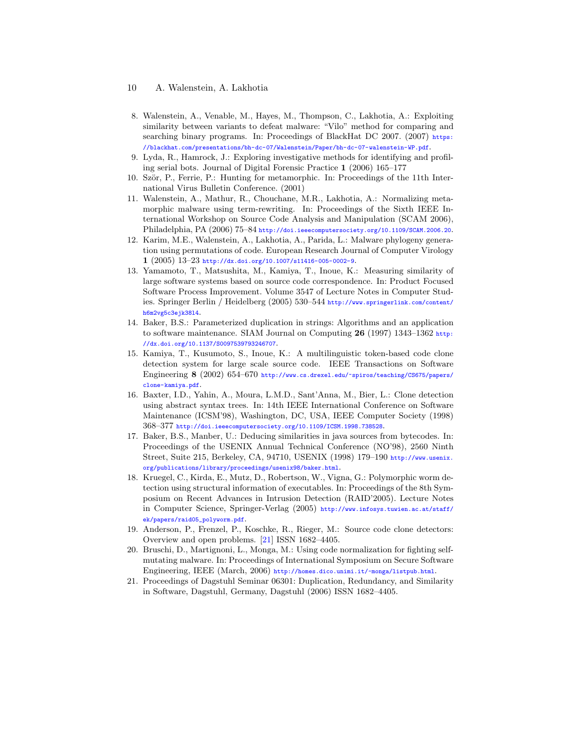8. Walenstein, A., Venable, M., Hayes, M., Thompson, C., Lakhotia, A.: Exploiting similarity between variants to defeat malware: "Vilo" method for comparing and searching binary programs. In: Proceedings of BlackHat DC 2007. (2007) https://blackhat.com/presentations/bh-dc-07/Walenstein/Paper/bh-dc-07-walenstein-WP.pdf.
9. Lyda, R., Hamrock, J.: Exploring investigative methods for identifying and profiling serial bots. Journal of Digital Forensic Practice **1** (2006) 165–177
10. Ször, P., Ferrie, P.: Hunting for metamorphic. In: Proceedings of the 11th International Virus Bulletin Conference. (2001)
11. Walenstein, A., Mathur, R., Chouchane, M.R., Lakhotia, A.: Normalizing metamorphic malware using term-rewriting. In: Proceedings of the Sixth IEEE International Workshop on Source Code Analysis and Manipulation (SCAM 2006), Philadelphia, PA (2006) 75–84 http://doi.ieeecomputersociety.org/10.1109/SCAM.2006.20.
12. Karim, M.E., Walenstein, A., Lakhotia, A., Parida, L.: Malware phylogeny generation using permutations of code. European Research Journal of Computer Virology **1** (2005) 13–23 http://dx.doi.org/10.1007/s11416-005-0002-9.
13. Yamamoto, T., Matsushita, M., Kamiya, T., Inoue, K.: Measuring similarity of large software systems based on source code correspondence. In: Product Focused Software Process Improvement. Volume 3547 of Lecture Notes in Computer Studies. Springer Berlin / Heidelberg (2005) 530–544 http://www.springerlink.com/content/h6m2vg5c3ejk3814.
14. Baker, B.S.: Parameterized duplication in strings: Algorithms and an application to software maintenance. SIAM Journal on Computing **26** (1997) 1343–1362 http://dx.doi.org/10.1137/S0097539793246707.
15. Kamiya, T., Kusumoto, S., Inoue, K.: A multilinguistic token-based code clone detection system for large scale source code. IEEE Transactions on Software Engineering **8** (2002) 654–670 http://www.cs.drexel.edu/~spiros/teaching/CS675/papers/clone-kamiya.pdf.
16. Baxter, I.D., Yahin, A., Moura, L.M.D., Sant'Anna, M., Bier, L.: Clone detection using abstract syntax trees. In: 14th IEEE International Conference on Software Maintenance (ICSM'98), Washington, DC, USA, IEEE Computer Society (1998) 368–377 http://doi.ieeecomputersociety.org/10.1109/ICSM.1998.738528.
17. Baker, B.S., Manber, U.: Deducing similarities in java sources from bytecodes. In: Proceedings of the USENIX Annual Technical Conference (NO'98), 2560 Ninth Street, Suite 215, Berkeley, CA, 94710, USENIX (1998) 179–190 http://www.usenix.org/publications/library/proceedings/usenix98/baker.html.
18. Kruegel, C., Kirda, E., Mutz, D., Robertson, W., Vigna, G.: Polymorphic worm detection using structural information of executables. In: Proceedings of the 8th Symposium on Recent Advances in Intrusion Detection (RAID'2005). Lecture Notes in Computer Science, Springer-Verlag (2005) http://www.infosys.tuwien.ac.at/staff/ek/papers/raid05_polyworm.pdf.
19. Anderson, P., Frenzel, P., Koschke, R., Rieger, M.: Source code clone detectors: Overview and open problems. [21] ISSN 1682–4405.
20. Bruschi, D., Martignoni, L., Monga, M.: Using code normalization for fighting self-mutating malware. In: Proceedings of International Symposium on Secure Software Engineering, IEEE (March, 2006) http://homes.dico.unimi.it/~monga/listpub.html.
21. Proceedings of Dagstuhl Seminar 06301: Duplication, Redundancy, and Similarity in Software, Dagstuhl, Germany, Dagstuhl (2006) ISSN 1682–4405.